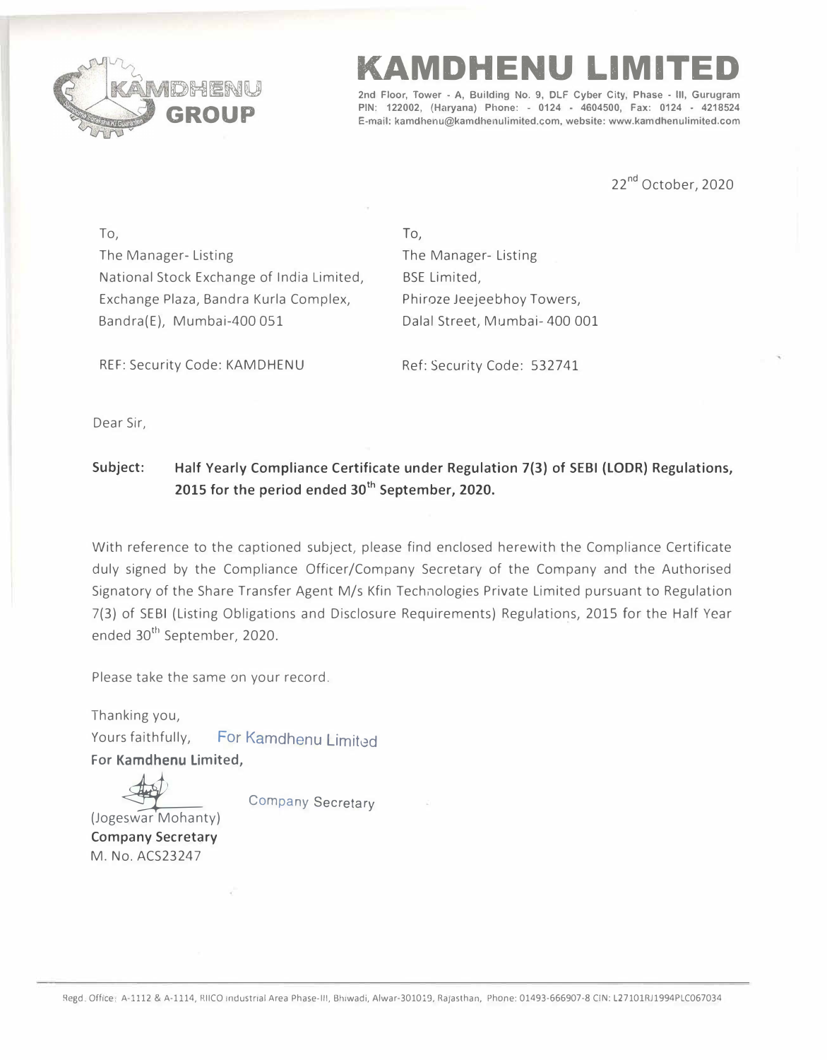# KAMDHENU LIMITED

2nd Floor, Tower - A, Building No. 9, DLF Cyber City, Phase - III, Gurugram PIN: 122002, (Haryana) Phone: - 0124 - 4604500, Fax: 0124 - 4218524
E-mail: kamdhenu@kamdhenulimited.com, website: www.kamdhenulimited.com

22nd October, 2020

To,
The Manager- Listing
National Stock Exchange of India Limited,
Exchange Plaza, Bandra Kurla Complex,
Bandra(E), Mumbai-400 051

REF: Security Code: KAMDHENU

To,
The Manager- Listing
BSE Limited,
Phiroze Jeejeebhoy Towers,
Dalal Street, Mumbai- 400 001

Ref: Security Code: 532741

Dear Sir,

**Subject: Half Yearly Compliance Certificate under Regulation 7(3) of SEBI (LODR) Regulations, 2015 for the period ended 30th September, 2020.**

With reference to the captioned subject, please find enclosed herewith the Compliance Certificate duly signed by the Compliance Officer/Company Secretary of the Company and the Authorised Signatory of the Share Transfer Agent M/s Kfin Technologies Private Limited pursuant to Regulation 7(3) of SEBI (Listing Obligations and Disclosure Requirements) Regulations, 2015 for the Half Year ended 30th September, 2020.

Please take the same on your record.

Thanking you,
Yours faithfully,
**For Kamdhenu Limited,**

For Kamdhenu Limited
Company Secretary

(Jogeswar Mohanty)
**Company Secretary**
M. No. ACS23247

Regd. Office: A-1112 & A-1114, RIICO Industrial Area Phase-III, Bhiwadi, Alwar-301019, Rajasthan, Phone: 01493-666907-8 CIN: L27101RJ1994PLC067034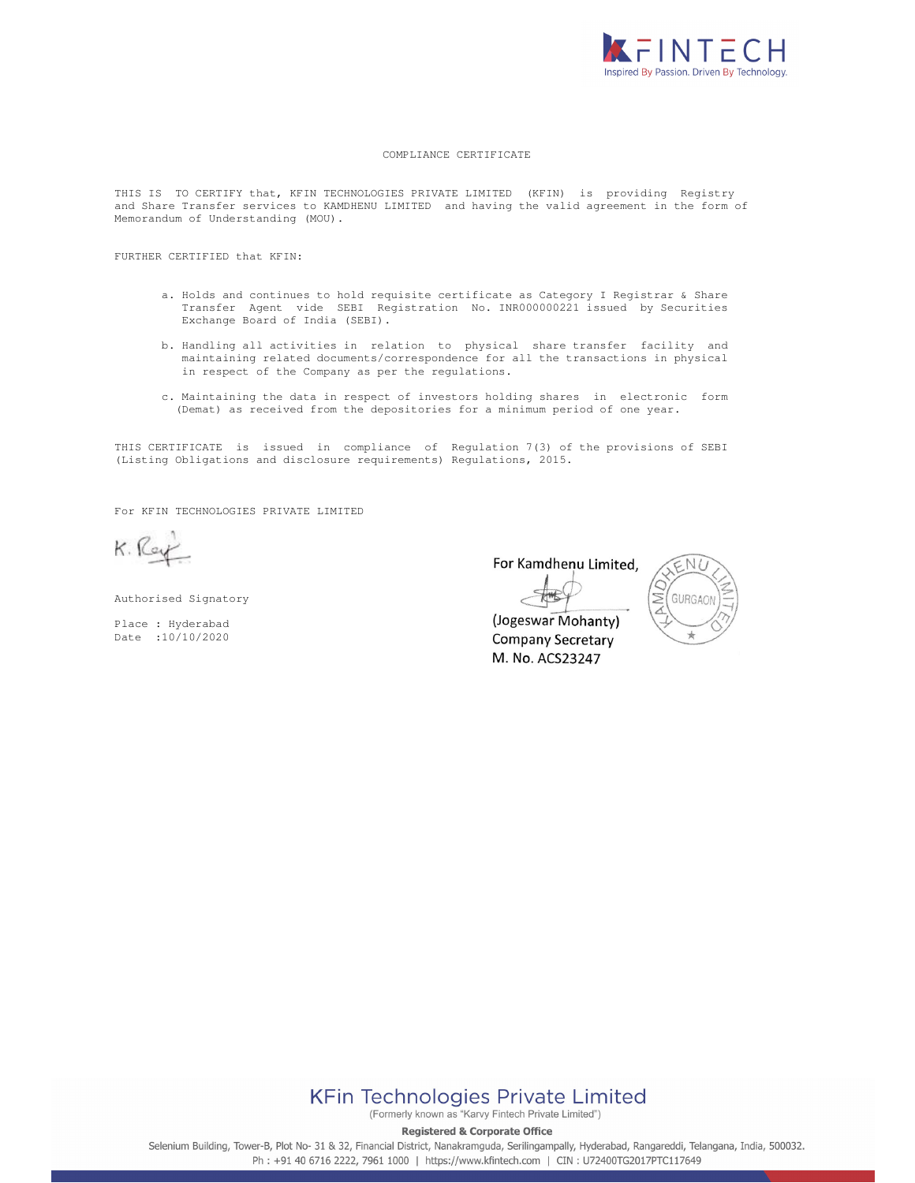# COMPLIANCE CERTIFICATE

THIS IS TO CERTIFY that, KFIN TECHNOLOGIES PRIVATE LIMITED (KFIN) is providing Registry and Share Transfer services to KAMDHENU LIMITED and having the valid agreement in the form of Memorandum of Understanding (MOU).

FURTHER CERTIFIED that KFIN:

a. Holds and continues to hold requisite certificate as Category I Registrar & Share Transfer Agent vide SEBI Registration No. INR000000221 issued by Securities Exchange Board of India (SEBI).

b. Handling all activities in relation to physical share transfer facility and maintaining related documents/correspondence for all the transactions in physical in respect of the Company as per the regulations.

c. Maintaining the data in respect of investors holding shares in electronic form (Demat) as received from the depositories for a minimum period of one year.

THIS CERTIFICATE is issued in compliance of Regulation 7(3) of the provisions of SEBI (Listing Obligations and disclosure requirements) Regulations, 2015.

For KFIN TECHNOLOGIES PRIVATE LIMITED

K. Roy

Authorised Signatory

Place : Hyderabad
Date : 10/10/2020

For Kamdhenu Limited,

(Jogeswar Mohanty)
Company Secretary
M. No. ACS23247

KAMDHENU LIMITED GURGAON

KFin Technologies Private Limited
(Formerly known as "Karvy Fintech Private Limited")

Registered & Corporate Office
Selenium Building, Tower-B, Plot No- 31 & 32, Financial District, Nanakramguda, Serilingampally, Hyderabad, Rangareddi, Telangana, India, 500032.
Ph : +91 40 6716 2222, 7961 1000 | https://www.kfintech.com | CIN : U72400TG2017PTC117649